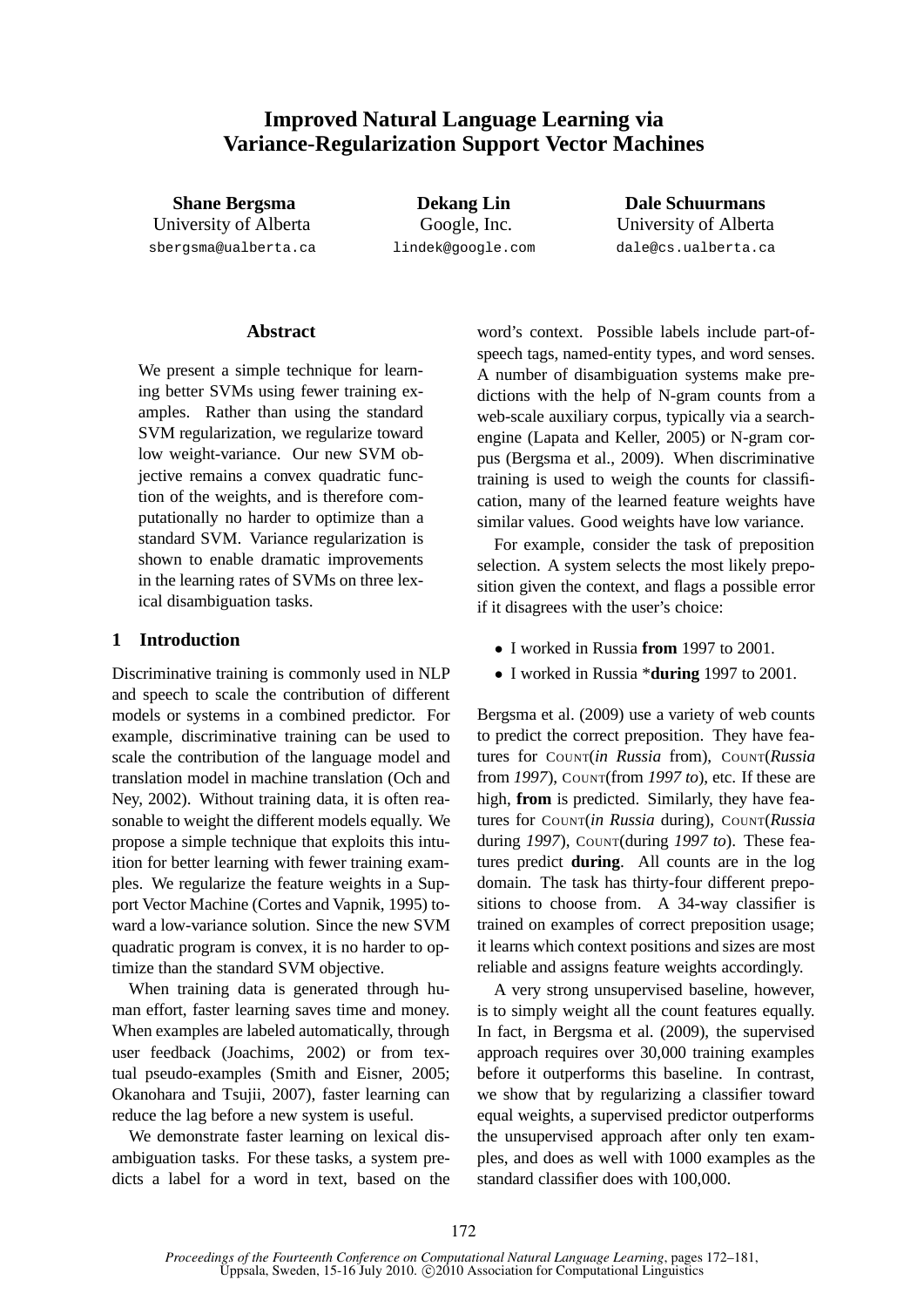# Improved Natural Language Learning via Variance-Regularization Support Vector Machines

**Shane Bergsma**
University of Alberta
sbergsma@ualberta.ca

**Dekang Lin**
Google, Inc.
lindek@google.com

**Dale Schuurmans**
University of Alberta
dale@cs.ualberta.ca

## Abstract

We present a simple technique for learning better SVMs using fewer training examples. Rather than using the standard SVM regularization, we regularize toward low weight-variance. Our new SVM objective remains a convex quadratic function of the weights, and is therefore computationally no harder to optimize than a standard SVM. Variance regularization is shown to enable dramatic improvements in the learning rates of SVMs on three lexical disambiguation tasks.

## 1 Introduction

Discriminative training is commonly used in NLP and speech to scale the contribution of different models or systems in a combined predictor. For example, discriminative training can be used to scale the contribution of the language model and translation model in machine translation (Och and Ney, 2002). Without training data, it is often reasonable to weight the different models equally. We propose a simple technique that exploits this intuition for better learning with fewer training examples. We regularize the feature weights in a Support Vector Machine (Cortes and Vapnik, 1995) toward a low-variance solution. Since the new SVM quadratic program is convex, it is no harder to optimize than the standard SVM objective.

When training data is generated through human effort, faster learning saves time and money. When examples are labeled automatically, through user feedback (Joachims, 2002) or from textual pseudo-examples (Smith and Eisner, 2005; Okanohara and Tsujii, 2007), faster learning can reduce the lag before a new system is useful.

We demonstrate faster learning on lexical disambiguation tasks. For these tasks, a system predicts a label for a word in text, based on the word's context. Possible labels include part-of-speech tags, named-entity types, and word senses. A number of disambiguation systems make predictions with the help of N-gram counts from a web-scale auxiliary corpus, typically via a search-engine (Lapata and Keller, 2005) or N-gram corpus (Bergsma et al., 2009). When discriminative training is used to weigh the counts for classification, many of the learned feature weights have similar values. Good weights have low variance.

For example, consider the task of preposition selection. A system selects the most likely preposition given the context, and flags a possible error if it disagrees with the user's choice:

- I worked in Russia **from** 1997 to 2001.
- I worked in Russia ***during** 1997 to 2001.

Bergsma et al. (2009) use a variety of web counts to predict the correct preposition. They have features for COUNT(*in Russia* from), COUNT(*Russia* from *1997*), COUNT(from *1997 to*), etc. If these are high, **from** is predicted. Similarly, they have features for COUNT(*in Russia* during), COUNT(*Russia* during *1997*), COUNT(during *1997 to*). These features predict **during**. All counts are in the log domain. The task has thirty-four different prepositions to choose from. A 34-way classifier is trained on examples of correct preposition usage; it learns which context positions and sizes are most reliable and assigns feature weights accordingly.

A very strong unsupervised baseline, however, is to simply weight all the count features equally. In fact, in Bergsma et al. (2009), the supervised approach requires over 30,000 training examples before it outperforms this baseline. In contrast, we show that by regularizing a classifier toward equal weights, a supervised predictor outperforms the unsupervised approach after only ten examples, and does as well with 1000 examples as the standard classifier does with 100,000.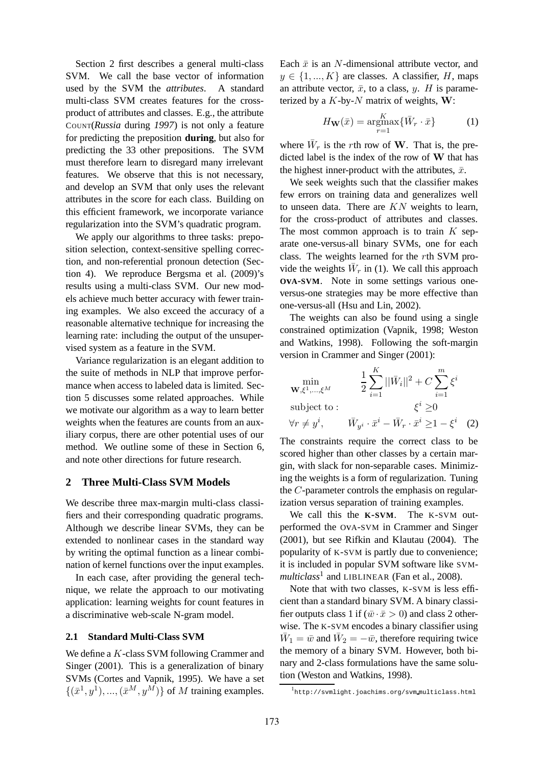Section 2 first describes a general multi-class SVM. We call the base vector of information used by the SVM the *attributes*. A standard multi-class SVM creates features for the cross-product of attributes and classes. E.g., the attribute COUNT(*Russia* during *1997*) is not only a feature for predicting the preposition **during**, but also for predicting the 33 other prepositions. The SVM must therefore learn to disregard many irrelevant features. We observe that this is not necessary, and develop an SVM that only uses the relevant attributes in the score for each class. Building on this efficient framework, we incorporate variance regularization into the SVM's quadratic program.

We apply our algorithms to three tasks: preposition selection, context-sensitive spelling correction, and non-referential pronoun detection (Section 4). We reproduce Bergsma et al. (2009)'s results using a multi-class SVM. Our new models achieve much better accuracy with fewer training examples. We also exceed the accuracy of a reasonable alternative technique for increasing the learning rate: including the output of the unsupervised system as a feature in the SVM.

Variance regularization is an elegant addition to the suite of methods in NLP that improve performance when access to labeled data is limited. Section 5 discusses some related approaches. While we motivate our algorithm as a way to learn better weights when the features are counts from an auxiliary corpus, there are other potential uses of our method. We outline some of these in Section 6, and note other directions for future research.

## 2 Three Multi-Class SVM Models

We describe three max-margin multi-class classifiers and their corresponding quadratic programs. Although we describe linear SVMs, they can be extended to nonlinear cases in the standard way by writing the optimal function as a linear combination of kernel functions over the input examples.

In each case, after providing the general technique, we relate the approach to our motivating application: learning weights for count features in a discriminative web-scale N-gram model.

### 2.1 Standard Multi-Class SVM

We define a $K$-class SVM following Crammer and Singer (2001). This is a generalization of binary SVMs (Cortes and Vapnik, 1995). We have a set $\{(\bar{x}^1, y^1), ..., (\bar{x}^M, y^M)\}$ of $M$ training examples. Each $\bar{x}$ is an $N$-dimensional attribute vector, and $y \in \{1, ..., K\}$ are classes. A classifier, $H$, maps an attribute vector, $\bar{x}$, to a class, $y$. $H$ is parameterized by a $K$-by-$N$ matrix of weights, $\mathbf{W}$:

$$H_{\mathbf{W}}(\bar{x}) = \operatorname*{argmax}_{r=1}^{K} \{\bar{W}_r \cdot \bar{x}\} \quad (1)$$

where $\bar{W}_r$ is the $r$th row of $\mathbf{W}$. That is, the predicted label is the index of the row of $\mathbf{W}$ that has the highest inner-product with the attributes, $\bar{x}$.

We seek weights such that the classifier makes few errors on training data and generalizes well to unseen data. There are $KN$ weights to learn, for the cross-product of attributes and classes. The most common approach is to train $K$ separate one-versus-all binary SVMs, one for each class. The weights learned for the $r$th SVM provide the weights $\bar{W}_r$ in (1). We call this approach **OvA-SVM**. Note in some settings various one-versus-one strategies may be more effective than one-versus-all (Hsu and Lin, 2002).

The weights can also be found using a single constrained optimization (Vapnik, 1998; Weston and Watkins, 1998). Following the soft-margin version in Crammer and Singer (2001):

$$\begin{aligned}
\min_{\mathbf{W}, \xi^1, ..., \xi^M} \quad & \frac{1}{2} \sum_{i=1}^{K} ||\bar{W}_i||^2 + C \sum_{i=1}^{m} \xi^i \\
\text{subject to :} \quad & \xi^i \geq 0 \\
\forall r \neq y^i, \quad & \bar{W}_{y^i} \cdot \bar{x}^i - \bar{W}_r \cdot \bar{x}^i \geq 1 - \xi^i \quad (2)
\end{aligned}$$

The constraints require the correct class to be scored higher than other classes by a certain margin, with slack for non-separable cases. Minimizing the weights is a form of regularization. Tuning the $C$-parameter controls the emphasis on regularization versus separation of training examples.

We call this the **K-SVM**. The K-SVM outperformed the OvA-SVM in Crammer and Singer (2001), but see Rifkin and Klautau (2004). The popularity of K-SVM is partly due to convenience; it is included in popular SVM software like SVM-*multiclass*[1] and LIBLINEAR (Fan et al., 2008).

Note that with two classes, K-SVM is less efficient than a standard binary SVM. A binary classifier outputs class 1 if $(\bar{w} \cdot \bar{x} > 0)$ and class 2 otherwise. The K-SVM encodes a binary classifier using $\bar{W}_1 = \bar{w}$ and $\bar{W}_2 = -\bar{w}$, therefore requiring twice the memory of a binary SVM. However, both binary and 2-class formulations have the same solution (Weston and Watkins, 1998).

[1] http://svmlight.joachims.org/svm_multiclass.html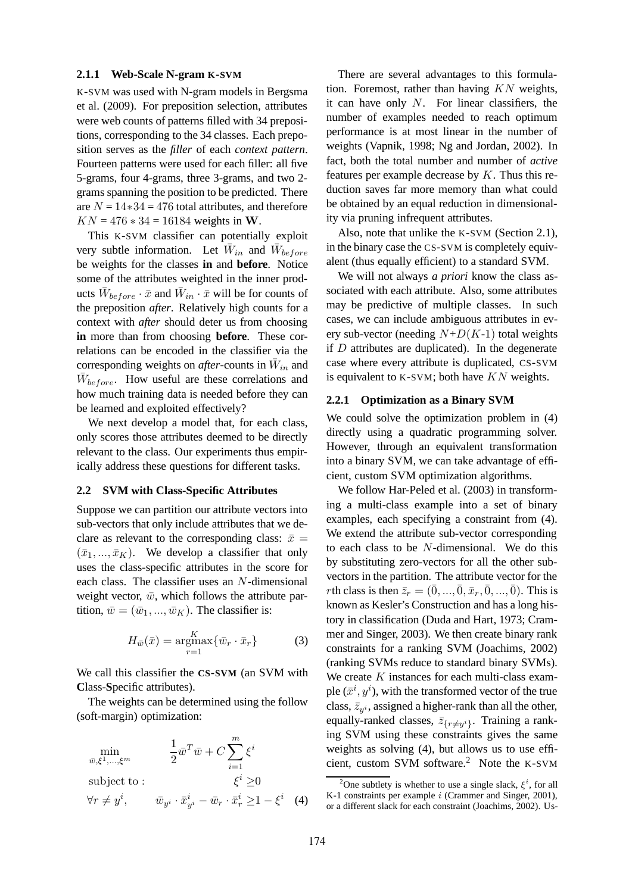### 2.1.1 Web-Scale N-gram K-SVM

K-SVM was used with N-gram models in Bergsma et al. (2009). For preposition selection, attributes were web counts of patterns filled with 34 prepositions, corresponding to the 34 classes. Each preposition serves as the *filler* of each *context pattern*. Fourteen patterns were used for each filler: all five 5-grams, four 4-grams, three 3-grams, and two 2-grams spanning the position to be predicted. There are $N = 14{*}34 = 476$ total attributes, and therefore $KN = 476 * 34 = 16184$ weights in $\mathbf{W}$.

This K-SVM classifier can potentially exploit very subtle information. Let $\bar{W}_{in}$ and $\bar{W}_{before}$ be weights for the classes **in** and **before**. Notice some of the attributes weighted in the inner products $\bar{W}_{before} \cdot \bar{x}$ and $\bar{W}_{in} \cdot \bar{x}$ will be for counts of the preposition *after*. Relatively high counts for a context with *after* should deter us from choosing **in** more than from choosing **before**. These correlations can be encoded in the classifier via the corresponding weights on *after*-counts in $\bar{W}_{in}$ and $\bar{W}_{before}$. How useful are these correlations and how much training data is needed before they can be learned and exploited effectively?

We next develop a model that, for each class, only scores those attributes deemed to be directly relevant to the class. Our experiments thus empirically address these questions for different tasks.

## 2.2 SVM with Class-Specific Attributes

Suppose we can partition our attribute vectors into sub-vectors that only include attributes that we declare as relevant to the corresponding class: $\bar{x} = (\bar{x}_1, ..., \bar{x}_K)$. We develop a classifier that only uses the class-specific attributes in the score for each class. The classifier uses an $N$-dimensional weight vector, $\bar{w}$, which follows the attribute partition, $\bar{w} = (\bar{w}_1, ..., \bar{w}_K)$. The classifier is:

$$H_{\bar{w}}(\bar{x}) = \underset{r=1}{\overset{K}{\operatorname{argmax}}} \{\bar{w}_r \cdot \bar{x}_r\} \quad (3)$$

We call this classifier the **CS-SVM** (an SVM with **C**lass-**S**pecific attributes).

The weights can be determined using the follow (soft-margin) optimization:

$$\begin{aligned} &\min_{\bar{w}, \xi^1, ..., \xi^m} && \frac{1}{2}\bar{w}^T\bar{w} + C\sum_{i=1}^{m}\xi^i \\ &\text{subject to :} && \xi^i \geq 0 \\ &\forall r \neq y^i, && \bar{w}_{y^i} \cdot \bar{x}^i_{y^i} - \bar{w}_r \cdot \bar{x}^i_r \geq 1 - \xi^i \quad (4) \end{aligned}$$

There are several advantages to this formulation. Foremost, rather than having $KN$ weights, it can have only $N$. For linear classifiers, the number of examples needed to reach optimum performance is at most linear in the number of weights (Vapnik, 1998; Ng and Jordan, 2002). In fact, both the total number and number of *active* features per example decrease by $K$. Thus this reduction saves far more memory than what could be obtained by an equal reduction in dimensionality via pruning infrequent attributes.

Also, note that unlike the K-SVM (Section 2.1), in the binary case the CS-SVM is completely equivalent (thus equally efficient) to a standard SVM.

We will not always *a priori* know the class associated with each attribute. Also, some attributes may be predictive of multiple classes. In such cases, we can include ambiguous attributes in every sub-vector (needing $N$+$D(K$-1) total weights if $D$ attributes are duplicated). In the degenerate case where every attribute is duplicated, CS-SVM is equivalent to K-SVM; both have $KN$ weights.

### 2.2.1 Optimization as a Binary SVM

We could solve the optimization problem in (4) directly using a quadratic programming solver. However, through an equivalent transformation into a binary SVM, we can take advantage of efficient, custom SVM optimization algorithms.

We follow Har-Peled et al. (2003) in transforming a multi-class example into a set of binary examples, each specifying a constraint from (4). We extend the attribute sub-vector corresponding to each class to be $N$-dimensional. We do this by substituting zero-vectors for all the other sub-vectors in the partition. The attribute vector for the $r$th class is then $\bar{z}_r = (\bar{0}, ..., \bar{0}, \bar{x}_r, \bar{0}, ..., \bar{0})$. This is known as Kesler's Construction and has a long history in classification (Duda and Hart, 1973; Crammer and Singer, 2003). We then create binary rank constraints for a ranking SVM (Joachims, 2002) (ranking SVMs reduce to standard binary SVMs). We create $K$ instances for each multi-class example $(\bar{x}^i, y^i)$, with the transformed vector of the true class, $\bar{z}_{y^i}$, assigned a higher-rank than all the other, equally-ranked classes, $\bar{z}_{\{r \neq y^i\}}$. Training a ranking SVM using these constraints gives the same weights as solving (4), but allows us to use efficient, custom SVM software.[2] Note the K-SVM

[2] One subtlety is whether to use a single slack, $\xi^i$, for all K-1 constraints per example $i$ (Crammer and Singer, 2001), or a different slack for each constraint (Joachims, 2002). Us-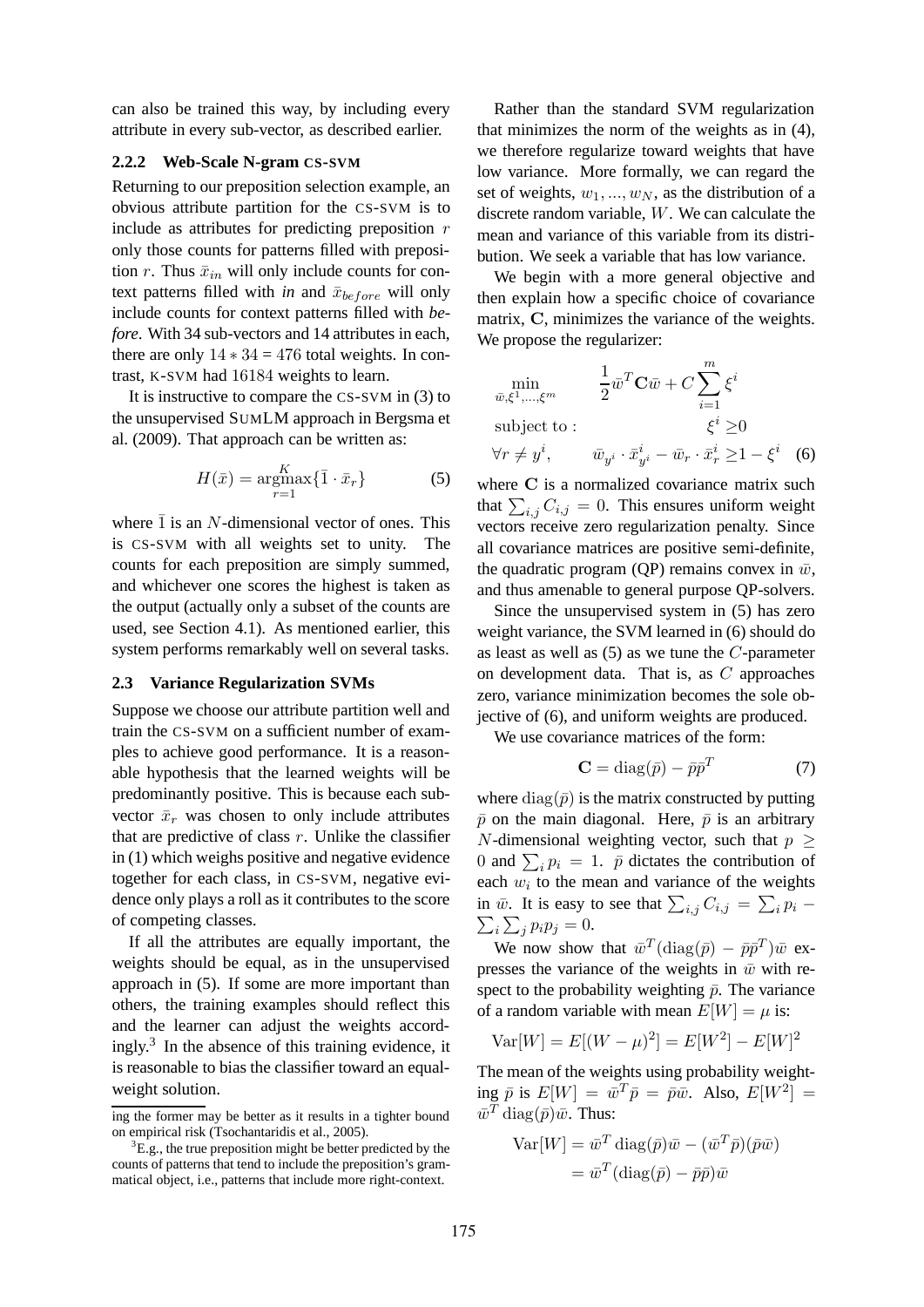can also be trained this way, by including every attribute in every sub-vector, as described earlier.

#### 2.2.2 Web-Scale N-gram CS-SVM

Returning to our preposition selection example, an obvious attribute partition for the CS-SVM is to include as attributes for predicting preposition $r$ only those counts for patterns filled with preposition $r$. Thus $\bar{x}_{in}$ will only include counts for context patterns filled with *in* and $\bar{x}_{before}$ will only include counts for context patterns filled with *before*. With 34 sub-vectors and 14 attributes in each, there are only $14 * 34 = 476$ total weights. In contrast, K-SVM had 16184 weights to learn.

It is instructive to compare the CS-SVM in (3) to the unsupervised SUMLM approach in Bergsma et al. (2009). That approach can be written as:

$$H(\bar{x}) = \operatorname*{argmax}_{r=1}^{K} \{\bar{1} \cdot \bar{x}_r\} \tag{5}$$

where $\bar{1}$ is an $N$-dimensional vector of ones. This is CS-SVM with all weights set to unity. The counts for each preposition are simply summed, and whichever one scores the highest is taken as the output (actually only a subset of the counts are used, see Section 4.1). As mentioned earlier, this system performs remarkably well on several tasks.

### 2.3 Variance Regularization SVMs

Suppose we choose our attribute partition well and train the CS-SVM on a sufficient number of examples to achieve good performance. It is a reasonable hypothesis that the learned weights will be predominantly positive. This is because each sub-vector $\bar{x}_r$ was chosen to only include attributes that are predictive of class $r$. Unlike the classifier in (1) which weighs positive and negative evidence together for each class, in CS-SVM, negative evidence only plays a roll as it contributes to the score of competing classes.

If all the attributes are equally important, the weights should be equal, as in the unsupervised approach in (5). If some are more important than others, the training examples should reflect this and the learner can adjust the weights accordingly.[3] In the absence of this training evidence, it is reasonable to bias the classifier toward an equal-weight solution.

Rather than the standard SVM regularization that minimizes the norm of the weights as in (4), we therefore regularize toward weights that have low variance. More formally, we can regard the set of weights, $w_1, ..., w_N$, as the distribution of a discrete random variable, $W$. We can calculate the mean and variance of this variable from its distribution. We seek a variable that has low variance.

We begin with a more general objective and then explain how a specific choice of covariance matrix, $\mathbf{C}$, minimizes the variance of the weights. We propose the regularizer:

$$\begin{aligned}
\min_{\bar{w}, \xi^1, \ldots, \xi^m} \quad & \frac{1}{2}\bar{w}^T \mathbf{C} \bar{w} + C \sum_{i=1}^{m} \xi^i \\
\text{subject to :} \quad & \xi^i \geq 0 \\
\forall r \neq y^i, \quad & \bar{w}_{y^i} \cdot \bar{x}^i_{y^i} - \bar{w}_r \cdot \bar{x}^i_r \geq 1 - \xi^i
\end{aligned} \tag{6}$$

where $\mathbf{C}$ is a normalized covariance matrix such that $\sum_{i,j} C_{i,j} = 0$. This ensures uniform weight vectors receive zero regularization penalty. Since all covariance matrices are positive semi-definite, the quadratic program (QP) remains convex in $\bar{w}$, and thus amenable to general purpose QP-solvers.

Since the unsupervised system in (5) has zero weight variance, the SVM learned in (6) should do as least as well as (5) as we tune the $C$-parameter on development data. That is, as $C$ approaches zero, variance minimization becomes the sole objective of (6), and uniform weights are produced.

We use covariance matrices of the form:

$$\mathbf{C} = \operatorname{diag}(\bar{p}) - \bar{p}\bar{p}^T \tag{7}$$

where $\operatorname{diag}(\bar{p})$ is the matrix constructed by putting $\bar{p}$ on the main diagonal. Here, $\bar{p}$ is an arbitrary $N$-dimensional weighting vector, such that $p \geq 0$ and $\sum_i p_i = 1$. $\bar{p}$ dictates the contribution of each $w_i$ to the mean and variance of the weights in $\bar{w}$. It is easy to see that $\sum_{i,j} C_{i,j} = \sum_i p_i - \sum_i \sum_j p_i p_j = 0$.

We now show that $\bar{w}^T(\operatorname{diag}(\bar{p}) - \bar{p}\bar{p}^T)\bar{w}$ expresses the variance of the weights in $\bar{w}$ with respect to the probability weighting $\bar{p}$. The variance of a random variable with mean $E[W] = \mu$ is:

$$\operatorname{Var}[W] = E[(W - \mu)^2] = E[W^2] - E[W]^2$$

The mean of the weights using probability weighting $\bar{p}$ is $E[W] = \bar{w}^T\bar{p} = \bar{p}\bar{w}$. Also, $E[W^2] = \bar{w}^T \operatorname{diag}(\bar{p})\bar{w}$. Thus:

$$\begin{aligned}
\operatorname{Var}[W] &= \bar{w}^T \operatorname{diag}(\bar{p})\bar{w} - (\bar{w}^T\bar{p})(\bar{p}\bar{w}) \\
&= \bar{w}^T(\operatorname{diag}(\bar{p}) - \bar{p}\bar{p})\bar{w}
\end{aligned}$$

ing the former may be better as it results in a tighter bound on empirical risk (Tsochantaridis et al., 2005).

[3] E.g., the true preposition might be better predicted by the counts of patterns that tend to include the preposition's grammatical object, i.e., patterns that include more right-context.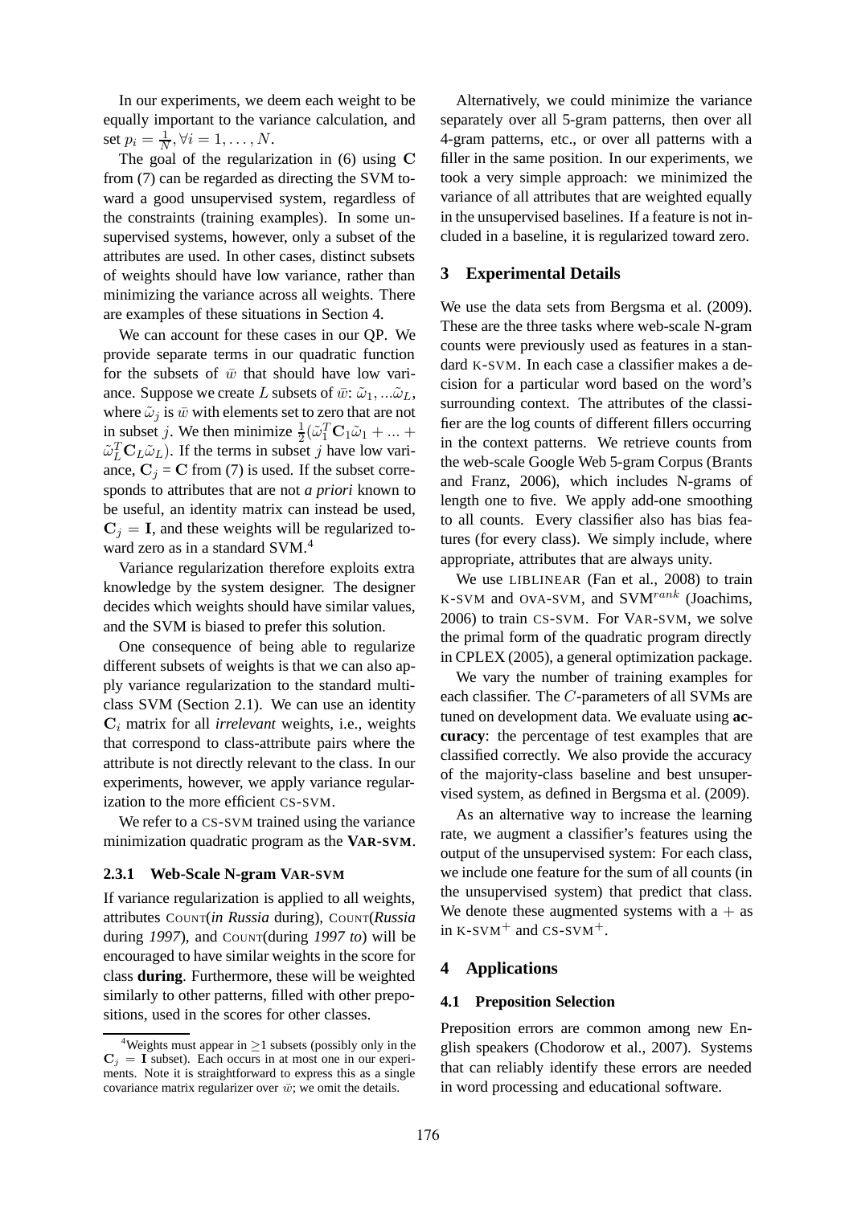In our experiments, we deem each weight to be equally important to the variance calculation, and set $p_i = \frac{1}{N}, \forall i = 1, \ldots, N$.

The goal of the regularization in (6) using $\mathbf{C}$ from (7) can be regarded as directing the SVM toward a good unsupervised system, regardless of the constraints (training examples). In some unsupervised systems, however, only a subset of the attributes are used. In other cases, distinct subsets of weights should have low variance, rather than minimizing the variance across all weights. There are examples of these situations in Section 4.

We can account for these cases in our QP. We provide separate terms in our quadratic function for the subsets of $\bar{w}$ that should have low variance. Suppose we create $L$ subsets of $\bar{w}$: $\tilde{\omega}_1, \ldots \tilde{\omega}_L$, where $\tilde{\omega}_j$ is $\bar{w}$ with elements set to zero that are not in subset $j$. We then minimize $\frac{1}{2}(\tilde{\omega}_1^T \mathbf{C}_1 \tilde{\omega}_1 + \ldots + \tilde{\omega}_L^T \mathbf{C}_L \tilde{\omega}_L)$. If the terms in subset $j$ have low variance, $\mathbf{C}_j = \mathbf{C}$ from (7) is used. If the subset corresponds to attributes that are not *a priori* known to be useful, an identity matrix can instead be used, $\mathbf{C}_j = \mathbf{I}$, and these weights will be regularized toward zero as in a standard SVM.[4]

Variance regularization therefore exploits extra knowledge by the system designer. The designer decides which weights should have similar values, and the SVM is biased to prefer this solution.

One consequence of being able to regularize different subsets of weights is that we can also apply variance regularization to the standard multiclass SVM (Section 2.1). We can use an identity $\mathbf{C}_i$ matrix for all *irrelevant* weights, i.e., weights that correspond to class-attribute pairs where the attribute is not directly relevant to the class. In our experiments, however, we apply variance regularization to the more efficient CS-SVM.

We refer to a CS-SVM trained using the variance minimization quadratic program as the **VAR-SVM**.

#### 2.3.1 Web-Scale N-gram VAR-SVM

If variance regularization is applied to all weights, attributes COUNT(*in Russia* during), COUNT(*Russia* during *1997*), and COUNT(during *1997 to*) will be encouraged to have similar weights in the score for class **during**. Furthermore, these will be weighted similarly to other patterns, filled with other prepositions, used in the scores for other classes.

Alternatively, we could minimize the variance separately over all 5-gram patterns, then over all 4-gram patterns, etc., or over all patterns with a filler in the same position. In our experiments, we took a very simple approach: we minimized the variance of all attributes that are weighted equally in the unsupervised baselines. If a feature is not included in a baseline, it is regularized toward zero.

## 3 Experimental Details

We use the data sets from Bergsma et al. (2009). These are the three tasks where web-scale N-gram counts were previously used as features in a standard K-SVM. In each case a classifier makes a decision for a particular word based on the word's surrounding context. The attributes of the classifier are the log counts of different fillers occurring in the context patterns. We retrieve counts from the web-scale Google Web 5-gram Corpus (Brants and Franz, 2006), which includes N-grams of length one to five. We apply add-one smoothing to all counts. Every classifier also has bias features (for every class). We simply include, where appropriate, attributes that are always unity.

We use LIBLINEAR (Fan et al., 2008) to train K-SVM and OVA-SVM, and SVM$^{rank}$ (Joachims, 2006) to train CS-SVM. For VAR-SVM, we solve the primal form of the quadratic program directly in CPLEX (2005), a general optimization package.

We vary the number of training examples for each classifier. The $C$-parameters of all SVMs are tuned on development data. We evaluate using **accuracy**: the percentage of test examples that are classified correctly. We also provide the accuracy of the majority-class baseline and best unsupervised system, as defined in Bergsma et al. (2009).

As an alternative way to increase the learning rate, we augment a classifier's features using the output of the unsupervised system: For each class, we include one feature for the sum of all counts (in the unsupervised system) that predict that class. We denote these augmented systems with a + as in K-SVM$^+$ and CS-SVM$^+$.

## 4 Applications

### 4.1 Preposition Selection

Preposition errors are common among new English speakers (Chodorow et al., 2007). Systems that can reliably identify these errors are needed in word processing and educational software.

[4] Weights must appear in $\geq$1 subsets (possibly only in the $\mathbf{C}_j = \mathbf{I}$ subset). Each occurs in at most one in our experiments. Note it is straightforward to express this as a single covariance matrix regularizer over $\bar{w}$; we omit the details.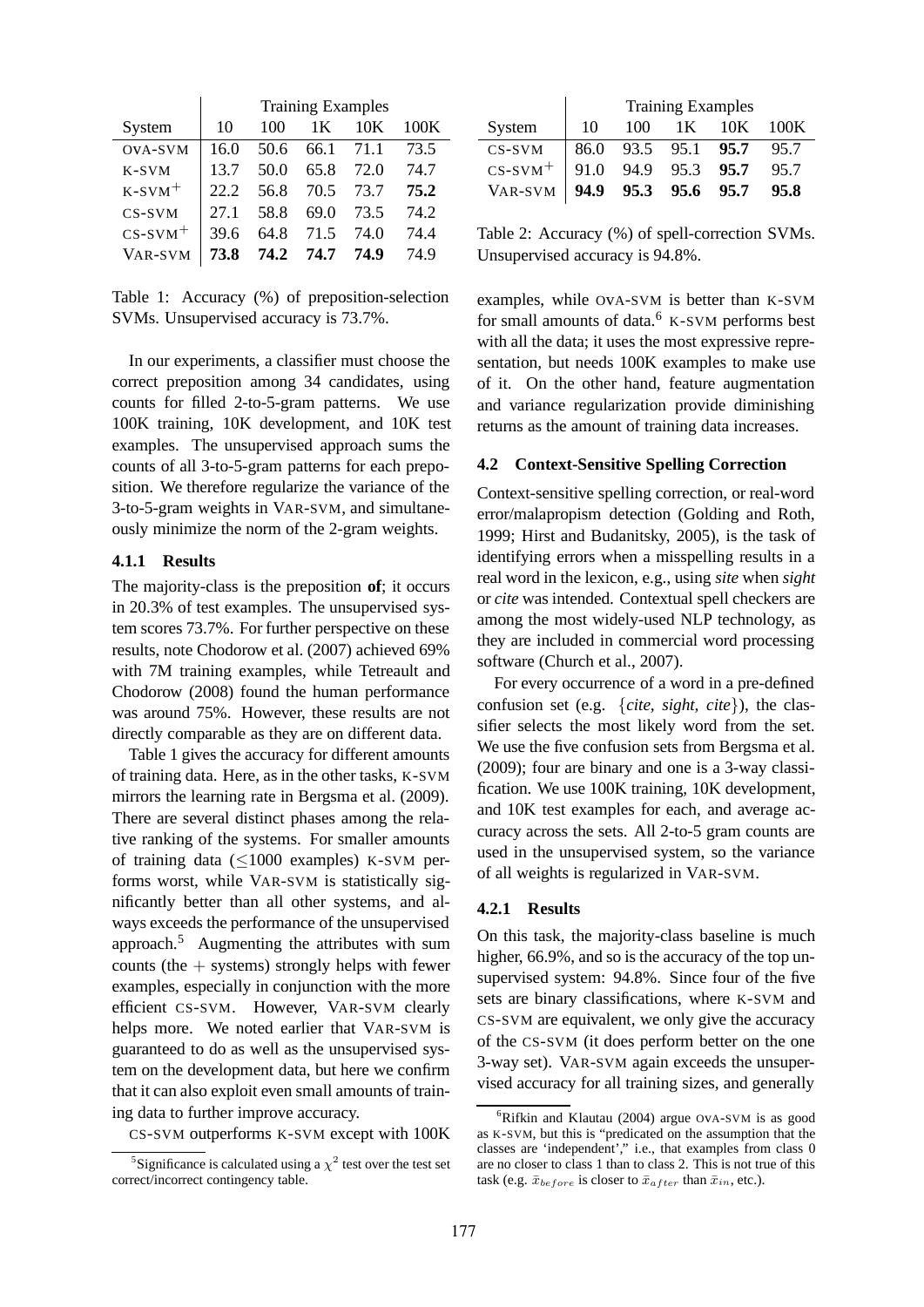| System | Training Examples | | | | |
|---|---|---|---|---|---|
| | 10 | 100 | 1K | 10K | 100K |
| OVA-SVM | 16.0 | 50.6 | 66.1 | 71.1 | 73.5 |
| K-SVM | 13.7 | 50.0 | 65.8 | 72.0 | 74.7 |
| K-SVM$^+$ | 22.2 | 56.8 | 70.5 | 73.7 | **75.2** |
| CS-SVM | 27.1 | 58.8 | 69.0 | 73.5 | 74.2 |
| CS-SVM$^+$ | 39.6 | 64.8 | 71.5 | 74.0 | 74.4 |
| VAR-SVM | **73.8** | **74.2** | **74.7** | **74.9** | 74.9 |

Table 1: Accuracy (%) of preposition-selection SVMs. Unsupervised accuracy is 73.7%.

In our experiments, a classifier must choose the correct preposition among 34 candidates, using counts for filled 2-to-5-gram patterns. We use 100K training, 10K development, and 10K test examples. The unsupervised approach sums the counts of all 3-to-5-gram patterns for each preposition. We therefore regularize the variance of the 3-to-5-gram weights in VAR-SVM, and simultaneously minimize the norm of the 2-gram weights.

#### 4.1.1 Results

The majority-class is the preposition **of**; it occurs in 20.3% of test examples. The unsupervised system scores 73.7%. For further perspective on these results, note Chodorow et al. (2007) achieved 69% with 7M training examples, while Tetreault and Chodorow (2008) found the human performance was around 75%. However, these results are not directly comparable as they are on different data.

Table 1 gives the accuracy for different amounts of training data. Here, as in the other tasks, K-SVM mirrors the learning rate in Bergsma et al. (2009). There are several distinct phases among the relative ranking of the systems. For smaller amounts of training data ($\leq$1000 examples) K-SVM performs worst, while VAR-SVM is statistically significantly better than all other systems, and always exceeds the performance of the unsupervised approach.[5] Augmenting the attributes with sum counts (the + systems) strongly helps with fewer examples, especially in conjunction with the more efficient CS-SVM. However, VAR-SVM clearly helps more. We noted earlier that VAR-SVM is guaranteed to do as well as the unsupervised system on the development data, but here we confirm that it can also exploit even small amounts of training data to further improve accuracy.

CS-SVM outperforms K-SVM except with 100K examples, while OVA-SVM is better than K-SVM for small amounts of data.[6] K-SVM performs best with all the data; it uses the most expressive representation, but needs 100K examples to make use of it. On the other hand, feature augmentation and variance regularization provide diminishing returns as the amount of training data increases.

| System | Training Examples | | | | |
|---|---|---|---|---|---|
| | 10 | 100 | 1K | 10K | 100K |
| CS-SVM | 86.0 | 93.5 | 95.1 | **95.7** | 95.7 |
| CS-SVM$^+$ | 91.0 | 94.9 | 95.3 | **95.7** | 95.7 |
| VAR-SVM | **94.9** | **95.3** | **95.6** | **95.7** | **95.8** |

Table 2: Accuracy (%) of spell-correction SVMs. Unsupervised accuracy is 94.8%.

### 4.2 Context-Sensitive Spelling Correction

Context-sensitive spelling correction, or real-word error/malapropism detection (Golding and Roth, 1999; Hirst and Budanitsky, 2005), is the task of identifying errors when a misspelling results in a real word in the lexicon, e.g., using *site* when *sight* or *cite* was intended. Contextual spell checkers are among the most widely-used NLP technology, as they are included in commercial word processing software (Church et al., 2007).

For every occurrence of a word in a pre-defined confusion set (e.g. {*cite, sight, cite*}), the classifier selects the most likely word from the set. We use the five confusion sets from Bergsma et al. (2009); four are binary and one is a 3-way classification. We use 100K training, 10K development, and 10K test examples for each, and average accuracy across the sets. All 2-to-5 gram counts are used in the unsupervised system, so the variance of all weights is regularized in VAR-SVM.

#### 4.2.1 Results

On this task, the majority-class baseline is much higher, 66.9%, and so is the accuracy of the top unsupervised system: 94.8%. Since four of the five sets are binary classifications, where K-SVM and CS-SVM are equivalent, we only give the accuracy of the CS-SVM (it does perform better on the one 3-way set). VAR-SVM again exceeds the unsupervised accuracy for all training sizes, and generally

[5] Significance is calculated using a $\chi^2$ test over the test set correct/incorrect contingency table.

[6] Rifkin and Klautau (2004) argue OVA-SVM is as good as K-SVM, but this is "predicated on the assumption that the classes are 'independent'," i.e., that examples from class 0 are no closer to class 1 than to class 2. This is not true of this task (e.g. $\bar{x}_{before}$ is closer to $\bar{x}_{after}$ than $\bar{x}_{in}$, etc.).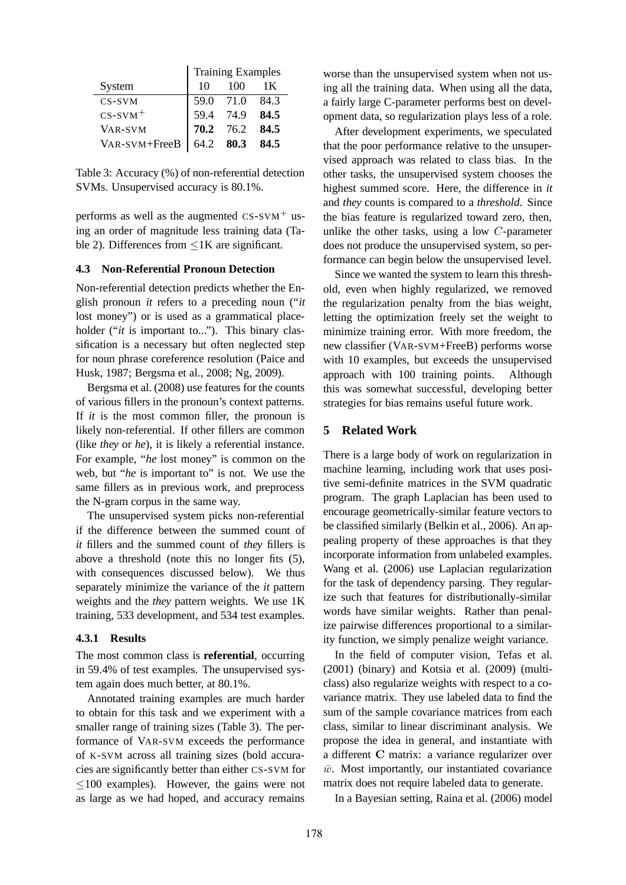| System | Training Examples | | |
|---|---|---|---|
| | 10 | 100 | 1K |
| CS-SVM | 59.0 | 71.0 | 84.3 |
| CS-SVM$^+$ | 59.4 | 74.9 | **84.5** |
| VAR-SVM | **70.2** | 76.2 | **84.5** |
| VAR-SVM+FreeB | 64.2 | **80.3** | **84.5** |

Table 3: Accuracy (%) of non-referential detection SVMs. Unsupervised accuracy is 80.1%.

performs as well as the augmented CS-SVM$^+$ using an order of magnitude less training data (Table 2). Differences from $\leq$1K are significant.

### 4.3 Non-Referential Pronoun Detection

Non-referential detection predicts whether the English pronoun *it* refers to a preceding noun ("*it* lost money") or is used as a grammatical placeholder ("*it* is important to..."). This binary classification is a necessary but often neglected step for noun phrase coreference resolution (Paice and Husk, 1987; Bergsma et al., 2008; Ng, 2009).

Bergsma et al. (2008) use features for the counts of various fillers in the pronoun's context patterns. If *it* is the most common filler, the pronoun is likely non-referential. If other fillers are common (like *they* or *he*), it is likely a referential instance. For example, "*he* lost money" is common on the web, but "*he* is important to" is not. We use the same fillers as in previous work, and preprocess the N-gram corpus in the same way.

The unsupervised system picks non-referential if the difference between the summed count of *it* fillers and the summed count of *they* fillers is above a threshold (note this no longer fits (5), with consequences discussed below). We thus separately minimize the variance of the *it* pattern weights and the *they* pattern weights. We use 1K training, 533 development, and 534 test examples.

#### 4.3.1 Results

The most common class is **referential**, occurring in 59.4% of test examples. The unsupervised system again does much better, at 80.1%.

Annotated training examples are much harder to obtain for this task and we experiment with a smaller range of training sizes (Table 3). The performance of VAR-SVM exceeds the performance of K-SVM across all training sizes (bold accuracies are significantly better than either CS-SVM for $\leq$100 examples). However, the gains were not as large as we had hoped, and accuracy remains worse than the unsupervised system when not using all the training data. When using all the data, a fairly large C-parameter performs best on development data, so regularization plays less of a role.

After development experiments, we speculated that the poor performance relative to the unsupervised approach was related to class bias. In the other tasks, the unsupervised system chooses the highest summed score. Here, the difference in *it* and *they* counts is compared to a *threshold*. Since the bias feature is regularized toward zero, then, unlike the other tasks, using a low $C$-parameter does not produce the unsupervised system, so performance can begin below the unsupervised level.

Since we wanted the system to learn this threshold, even when highly regularized, we removed the regularization penalty from the bias weight, letting the optimization freely set the weight to minimize training error. With more freedom, the new classifier (VAR-SVM+FreeB) performs worse with 10 examples, but exceeds the unsupervised approach with 100 training points. Although this was somewhat successful, developing better strategies for bias remains useful future work.

## 5 Related Work

There is a large body of work on regularization in machine learning, including work that uses positive semi-definite matrices in the SVM quadratic program. The graph Laplacian has been used to encourage geometrically-similar feature vectors to be classified similarly (Belkin et al., 2006). An appealing property of these approaches is that they incorporate information from unlabeled examples. Wang et al. (2006) use Laplacian regularization for the task of dependency parsing. They regularize such that features for distributionally-similar words have similar weights. Rather than penalize pairwise differences proportional to a similarity function, we simply penalize weight variance.

In the field of computer vision, Tefas et al. (2001) (binary) and Kotsia et al. (2009) (multi-class) also regularize weights with respect to a covariance matrix. They use labeled data to find the sum of the sample covariance matrices from each class, similar to linear discriminant analysis. We propose the idea in general, and instantiate with a different $\mathbf{C}$ matrix: a variance regularizer over $\bar{w}$. Most importantly, our instantiated covariance matrix does not require labeled data to generate.

In a Bayesian setting, Raina et al. (2006) model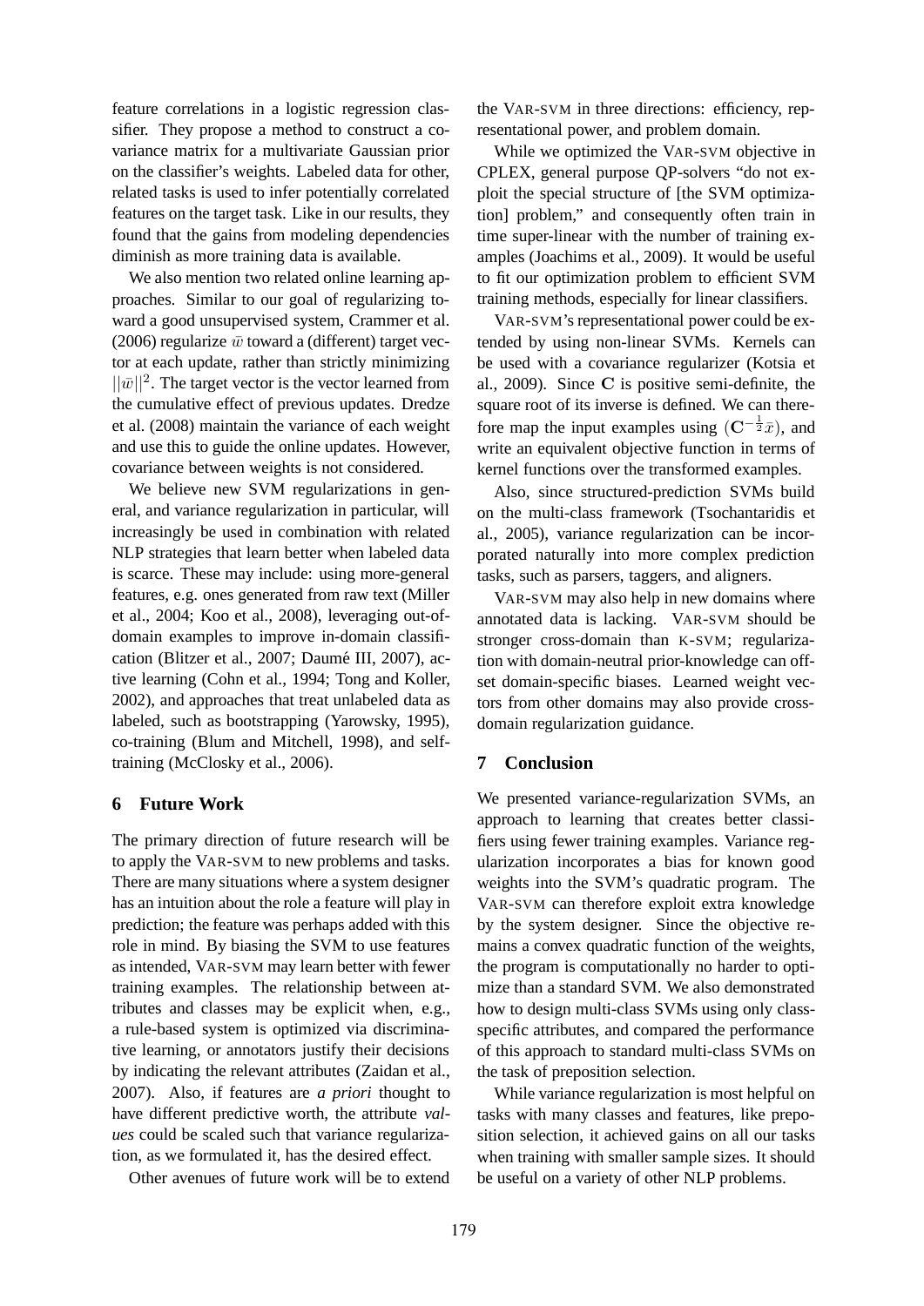feature correlations in a logistic regression classifier. They propose a method to construct a covariance matrix for a multivariate Gaussian prior on the classifier's weights. Labeled data for other, related tasks is used to infer potentially correlated features on the target task. Like in our results, they found that the gains from modeling dependencies diminish as more training data is available.

We also mention two related online learning approaches. Similar to our goal of regularizing toward a good unsupervised system, Crammer et al. (2006) regularize $\bar{w}$ toward a (different) target vector at each update, rather than strictly minimizing $||\bar{w}||^2$. The target vector is the vector learned from the cumulative effect of previous updates. Dredze et al. (2008) maintain the variance of each weight and use this to guide the online updates. However, covariance between weights is not considered.

We believe new SVM regularizations in general, and variance regularization in particular, will increasingly be used in combination with related NLP strategies that learn better when labeled data is scarce. These may include: using more-general features, e.g. ones generated from raw text (Miller et al., 2004; Koo et al., 2008), leveraging out-of-domain examples to improve in-domain classification (Blitzer et al., 2007; Daumé III, 2007), active learning (Cohn et al., 1994; Tong and Koller, 2002), and approaches that treat unlabeled data as labeled, such as bootstrapping (Yarowsky, 1995), co-training (Blum and Mitchell, 1998), and self-training (McClosky et al., 2006).

## 6 Future Work

The primary direction of future research will be to apply the VAR-SVM to new problems and tasks. There are many situations where a system designer has an intuition about the role a feature will play in prediction; the feature was perhaps added with this role in mind. By biasing the SVM to use features as intended, VAR-SVM may learn better with fewer training examples. The relationship between attributes and classes may be explicit when, e.g., a rule-based system is optimized via discriminative learning, or annotators justify their decisions by indicating the relevant attributes (Zaidan et al., 2007). Also, if features are *a priori* thought to have different predictive worth, the attribute *values* could be scaled such that variance regularization, as we formulated it, has the desired effect.

Other avenues of future work will be to extend the VAR-SVM in three directions: efficiency, representational power, and problem domain.

While we optimized the VAR-SVM objective in CPLEX, general purpose QP-solvers "do not exploit the special structure of [the SVM optimization] problem," and consequently often train in time super-linear with the number of training examples (Joachims et al., 2009). It would be useful to fit our optimization problem to efficient SVM training methods, especially for linear classifiers.

VAR-SVM's representational power could be extended by using non-linear SVMs. Kernels can be used with a covariance regularizer (Kotsia et al., 2009). Since $\mathbf{C}$ is positive semi-definite, the square root of its inverse is defined. We can therefore map the input examples using $(\mathbf{C}^{-\frac{1}{2}}\bar{x})$, and write an equivalent objective function in terms of kernel functions over the transformed examples.

Also, since structured-prediction SVMs build on the multi-class framework (Tsochantaridis et al., 2005), variance regularization can be incorporated naturally into more complex prediction tasks, such as parsers, taggers, and aligners.

VAR-SVM may also help in new domains where annotated data is lacking. VAR-SVM should be stronger cross-domain than K-SVM; regularization with domain-neutral prior-knowledge can offset domain-specific biases. Learned weight vectors from other domains may also provide cross-domain regularization guidance.

## 7 Conclusion

We presented variance-regularization SVMs, an approach to learning that creates better classifiers using fewer training examples. Variance regularization incorporates a bias for known good weights into the SVM's quadratic program. The VAR-SVM can therefore exploit extra knowledge by the system designer. Since the objective remains a convex quadratic function of the weights, the program is computationally no harder to optimize than a standard SVM. We also demonstrated how to design multi-class SVMs using only class-specific attributes, and compared the performance of this approach to standard multi-class SVMs on the task of preposition selection.

While variance regularization is most helpful on tasks with many classes and features, like preposition selection, it achieved gains on all our tasks when training with smaller sample sizes. It should be useful on a variety of other NLP problems.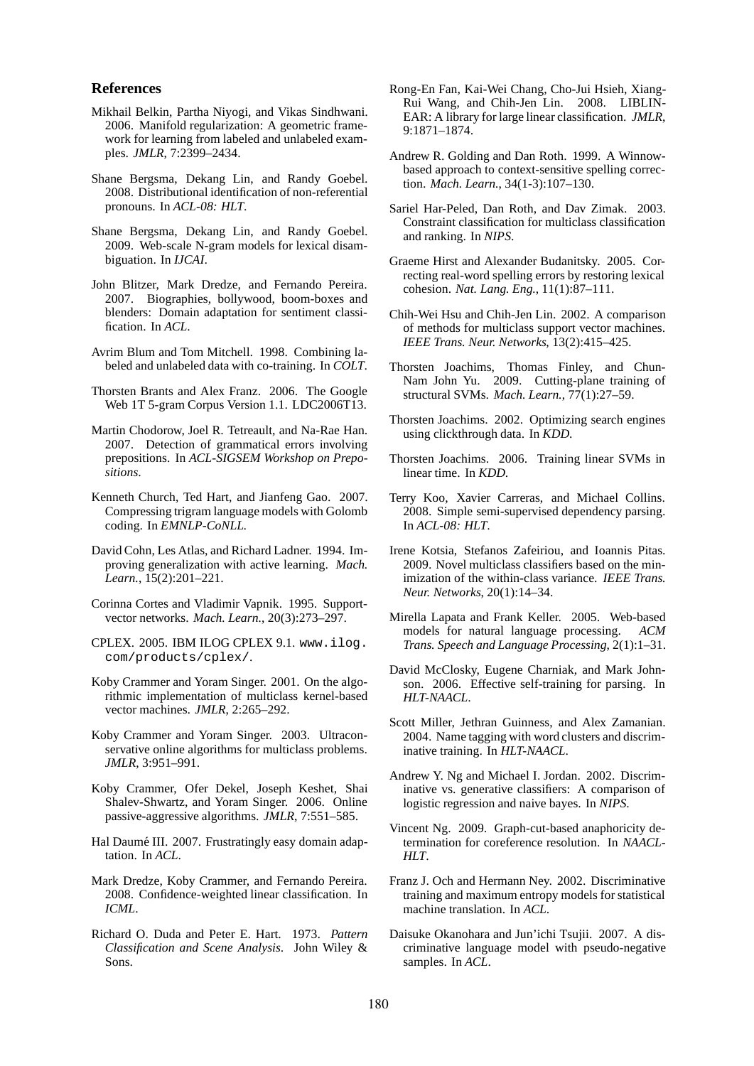## References

Mikhail Belkin, Partha Niyogi, and Vikas Sindhwani. 2006. Manifold regularization: A geometric framework for learning from labeled and unlabeled examples. *JMLR*, 7:2399–2434.

Shane Bergsma, Dekang Lin, and Randy Goebel. 2008. Distributional identification of non-referential pronouns. In *ACL-08: HLT*.

Shane Bergsma, Dekang Lin, and Randy Goebel. 2009. Web-scale N-gram models for lexical disambiguation. In *IJCAI*.

John Blitzer, Mark Dredze, and Fernando Pereira. 2007. Biographies, bollywood, boom-boxes and blenders: Domain adaptation for sentiment classification. In *ACL*.

Avrim Blum and Tom Mitchell. 1998. Combining labeled and unlabeled data with co-training. In *COLT*.

Thorsten Brants and Alex Franz. 2006. The Google Web 1T 5-gram Corpus Version 1.1. LDC2006T13.

Martin Chodorow, Joel R. Tetreault, and Na-Rae Han. 2007. Detection of grammatical errors involving prepositions. In *ACL-SIGSEM Workshop on Prepositions*.

Kenneth Church, Ted Hart, and Jianfeng Gao. 2007. Compressing trigram language models with Golomb coding. In *EMNLP-CoNLL*.

David Cohn, Les Atlas, and Richard Ladner. 1994. Improving generalization with active learning. *Mach. Learn.*, 15(2):201–221.

Corinna Cortes and Vladimir Vapnik. 1995. Support-vector networks. *Mach. Learn.*, 20(3):273–297.

CPLEX. 2005. IBM ILOG CPLEX 9.1. `www.ilog.com/products/cplex/`.

Koby Crammer and Yoram Singer. 2001. On the algorithmic implementation of multiclass kernel-based vector machines. *JMLR*, 2:265–292.

Koby Crammer and Yoram Singer. 2003. Ultraconservative online algorithms for multiclass problems. *JMLR*, 3:951–991.

Koby Crammer, Ofer Dekel, Joseph Keshet, Shai Shalev-Shwartz, and Yoram Singer. 2006. Online passive-aggressive algorithms. *JMLR*, 7:551–585.

Hal Daumé III. 2007. Frustratingly easy domain adaptation. In *ACL*.

Mark Dredze, Koby Crammer, and Fernando Pereira. 2008. Confidence-weighted linear classification. In *ICML*.

Richard O. Duda and Peter E. Hart. 1973. *Pattern Classification and Scene Analysis*. John Wiley & Sons.

Rong-En Fan, Kai-Wei Chang, Cho-Jui Hsieh, Xiang-Rui Wang, and Chih-Jen Lin. 2008. LIBLINEAR: A library for large linear classification. *JMLR*, 9:1871–1874.

Andrew R. Golding and Dan Roth. 1999. A Winnow-based approach to context-sensitive spelling correction. *Mach. Learn.*, 34(1-3):107–130.

Sariel Har-Peled, Dan Roth, and Dav Zimak. 2003. Constraint classification for multiclass classification and ranking. In *NIPS*.

Graeme Hirst and Alexander Budanitsky. 2005. Correcting real-word spelling errors by restoring lexical cohesion. *Nat. Lang. Eng.*, 11(1):87–111.

Chih-Wei Hsu and Chih-Jen Lin. 2002. A comparison of methods for multiclass support vector machines. *IEEE Trans. Neur. Networks*, 13(2):415–425.

Thorsten Joachims, Thomas Finley, and Chun-Nam John Yu. 2009. Cutting-plane training of structural SVMs. *Mach. Learn.*, 77(1):27–59.

Thorsten Joachims. 2002. Optimizing search engines using clickthrough data. In *KDD*.

Thorsten Joachims. 2006. Training linear SVMs in linear time. In *KDD*.

Terry Koo, Xavier Carreras, and Michael Collins. 2008. Simple semi-supervised dependency parsing. In *ACL-08: HLT*.

Irene Kotsia, Stefanos Zafeiriou, and Ioannis Pitas. 2009. Novel multiclass classifiers based on the minimization of the within-class variance. *IEEE Trans. Neur. Networks*, 20(1):14–34.

Mirella Lapata and Frank Keller. 2005. Web-based models for natural language processing. *ACM Trans. Speech and Language Processing*, 2(1):1–31.

David McClosky, Eugene Charniak, and Mark Johnson. 2006. Effective self-training for parsing. In *HLT-NAACL*.

Scott Miller, Jethran Guinness, and Alex Zamanian. 2004. Name tagging with word clusters and discriminative training. In *HLT-NAACL*.

Andrew Y. Ng and Michael I. Jordan. 2002. Discriminative vs. generative classifiers: A comparison of logistic regression and naive bayes. In *NIPS*.

Vincent Ng. 2009. Graph-cut-based anaphoricity determination for coreference resolution. In *NAACL-HLT*.

Franz J. Och and Hermann Ney. 2002. Discriminative training and maximum entropy models for statistical machine translation. In *ACL*.

Daisuke Okanohara and Jun'ichi Tsujii. 2007. A discriminative language model with pseudo-negative samples. In *ACL*.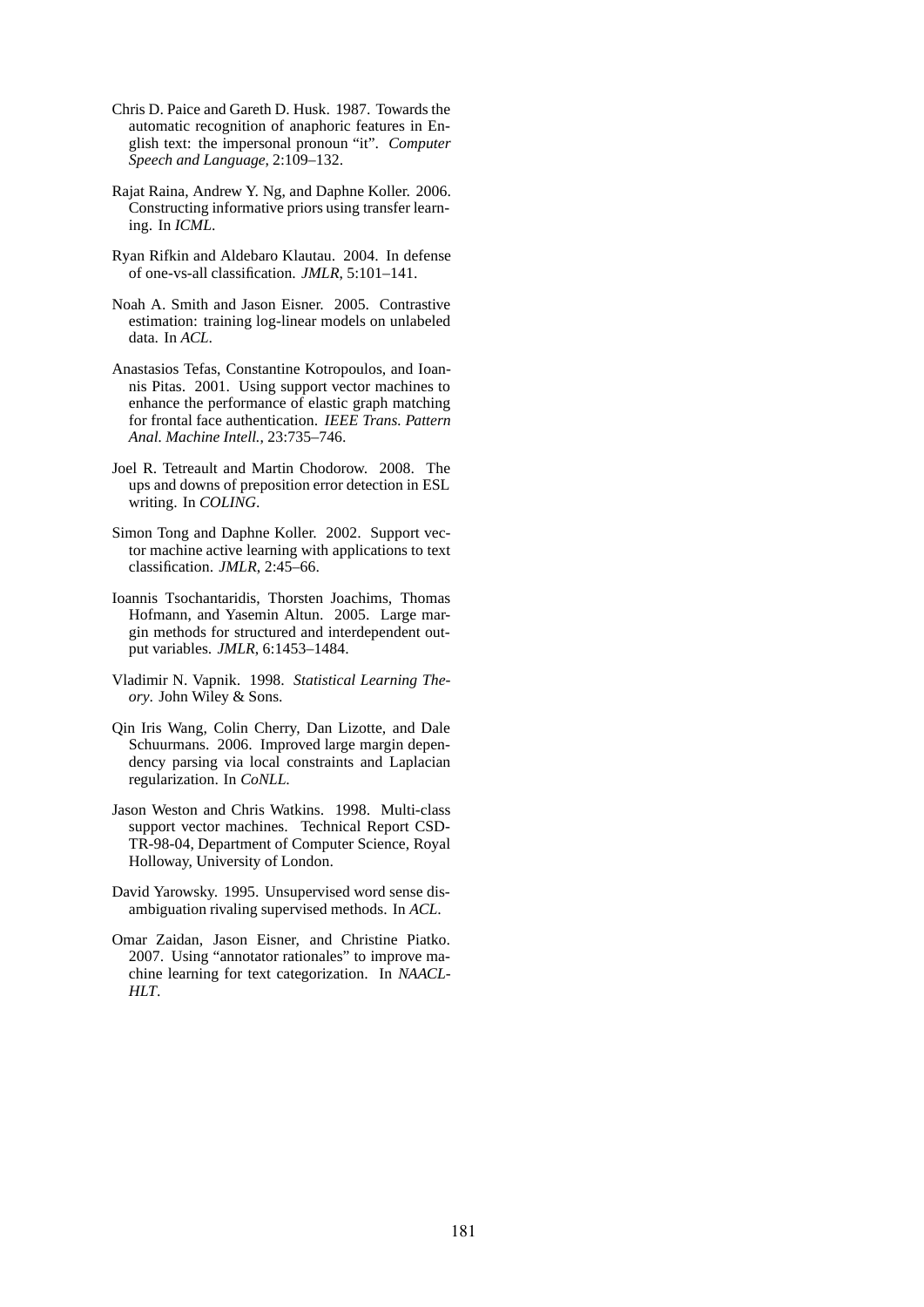Chris D. Paice and Gareth D. Husk. 1987. Towards the automatic recognition of anaphoric features in English text: the impersonal pronoun "it". *Computer Speech and Language*, 2:109–132.

Rajat Raina, Andrew Y. Ng, and Daphne Koller. 2006. Constructing informative priors using transfer learning. In *ICML*.

Ryan Rifkin and Aldebaro Klautau. 2004. In defense of one-vs-all classification. *JMLR*, 5:101–141.

Noah A. Smith and Jason Eisner. 2005. Contrastive estimation: training log-linear models on unlabeled data. In *ACL*.

Anastasios Tefas, Constantine Kotropoulos, and Ioannis Pitas. 2001. Using support vector machines to enhance the performance of elastic graph matching for frontal face authentication. *IEEE Trans. Pattern Anal. Machine Intell.*, 23:735–746.

Joel R. Tetreault and Martin Chodorow. 2008. The ups and downs of preposition error detection in ESL writing. In *COLING*.

Simon Tong and Daphne Koller. 2002. Support vector machine active learning with applications to text classification. *JMLR*, 2:45–66.

Ioannis Tsochantaridis, Thorsten Joachims, Thomas Hofmann, and Yasemin Altun. 2005. Large margin methods for structured and interdependent output variables. *JMLR*, 6:1453–1484.

Vladimir N. Vapnik. 1998. *Statistical Learning Theory*. John Wiley & Sons.

Qin Iris Wang, Colin Cherry, Dan Lizotte, and Dale Schuurmans. 2006. Improved large margin dependency parsing via local constraints and Laplacian regularization. In *CoNLL*.

Jason Weston and Chris Watkins. 1998. Multi-class support vector machines. Technical Report CSD-TR-98-04, Department of Computer Science, Royal Holloway, University of London.

David Yarowsky. 1995. Unsupervised word sense disambiguation rivaling supervised methods. In *ACL*.

Omar Zaidan, Jason Eisner, and Christine Piatko. 2007. Using "annotator rationales" to improve machine learning for text categorization. In *NAACL-HLT*.